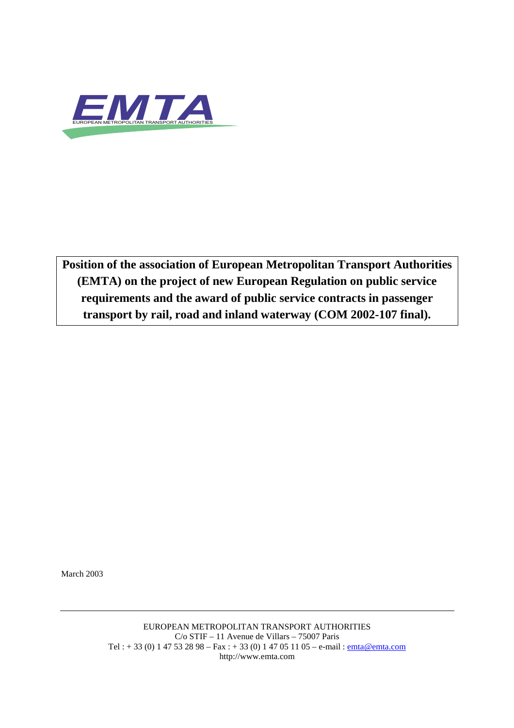EMTA

EUROPEAN METROPOLITAN TRANSPORT AUTHORITIES

**Position of the association of European Metropolitan Transport Authorities (EMTA) on the project of new European Regulation on public service requirements and the award of public service contracts in passenger transport by rail, road and inland waterway (COM 2002-107 final).**

March 2003

EUROPEAN METROPOLITAN TRANSPORT AUTHORITIES
C/o STIF – 11 Avenue de Villars – 75007 Paris
Tel : + 33 (0) 1 47 53 28 98 – Fax : + 33 (0) 1 47 05 11 05 – e-mail : emta@emta.com
http://www.emta.com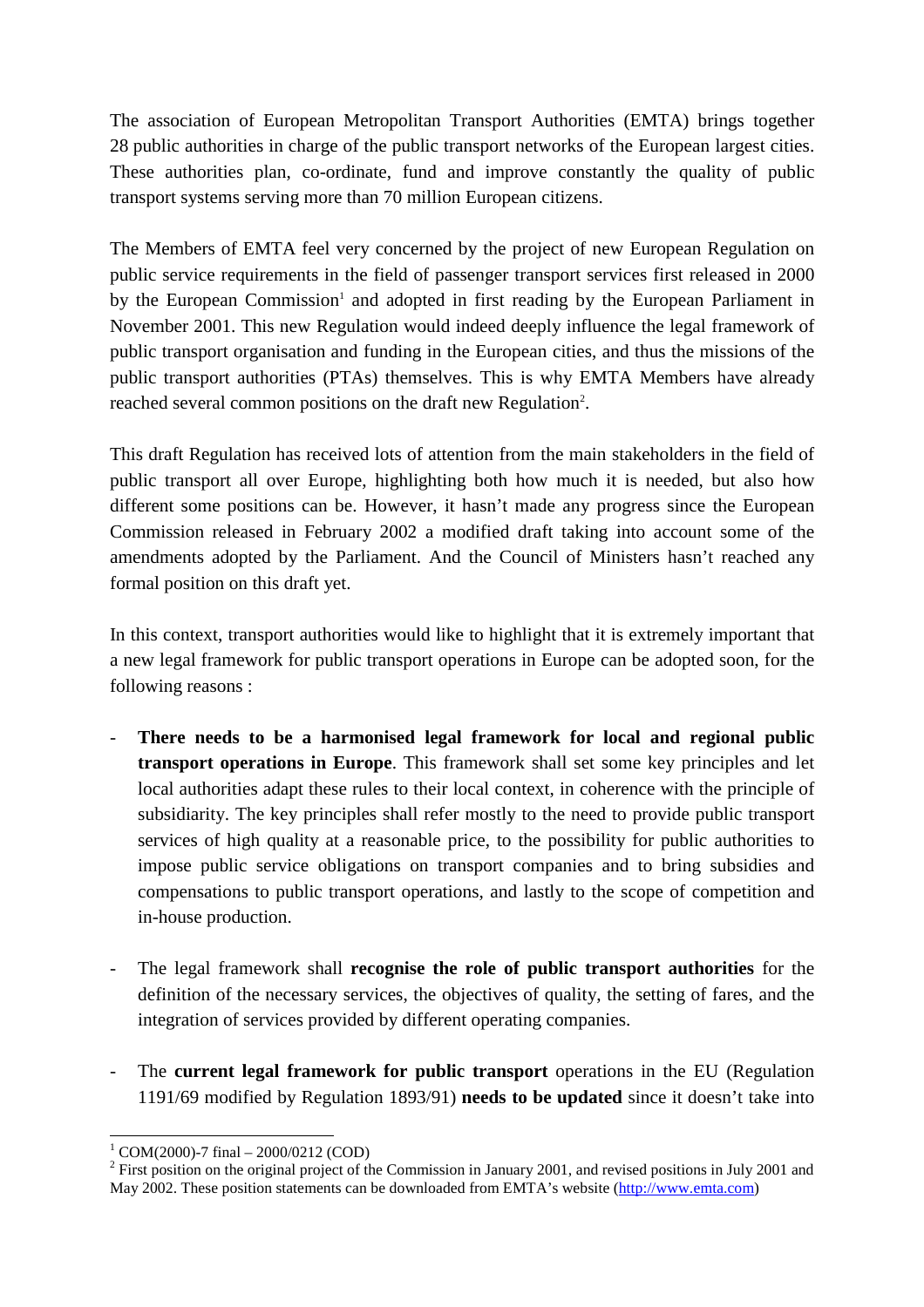The association of European Metropolitan Transport Authorities (EMTA) brings together 28 public authorities in charge of the public transport networks of the European largest cities. These authorities plan, co-ordinate, fund and improve constantly the quality of public transport systems serving more than 70 million European citizens.

The Members of EMTA feel very concerned by the project of new European Regulation on public service requirements in the field of passenger transport services first released in 2000 by the European Commission[1] and adopted in first reading by the European Parliament in November 2001. This new Regulation would indeed deeply influence the legal framework of public transport organisation and funding in the European cities, and thus the missions of the public transport authorities (PTAs) themselves. This is why EMTA Members have already reached several common positions on the draft new Regulation[2].

This draft Regulation has received lots of attention from the main stakeholders in the field of public transport all over Europe, highlighting both how much it is needed, but also how different some positions can be. However, it hasn't made any progress since the European Commission released in February 2002 a modified draft taking into account some of the amendments adopted by the Parliament. And the Council of Ministers hasn't reached any formal position on this draft yet.

In this context, transport authorities would like to highlight that it is extremely important that a new legal framework for public transport operations in Europe can be adopted soon, for the following reasons :

- **There needs to be a harmonised legal framework for local and regional public transport operations in Europe**. This framework shall set some key principles and let local authorities adapt these rules to their local context, in coherence with the principle of subsidiarity. The key principles shall refer mostly to the need to provide public transport services of high quality at a reasonable price, to the possibility for public authorities to impose public service obligations on transport companies and to bring subsidies and compensations to public transport operations, and lastly to the scope of competition and in-house production.

- The legal framework shall **recognise the role of public transport authorities** for the definition of the necessary services, the objectives of quality, the setting of fares, and the integration of services provided by different operating companies.

- The **current legal framework for public transport** operations in the EU (Regulation 1191/69 modified by Regulation 1893/91) **needs to be updated** since it doesn't take into

---

[1] COM(2000)-7 final – 2000/0212 (COD)

[2] First position on the original project of the Commission in January 2001, and revised positions in July 2001 and May 2002. These position statements can be downloaded from EMTA's website (http://www.emta.com)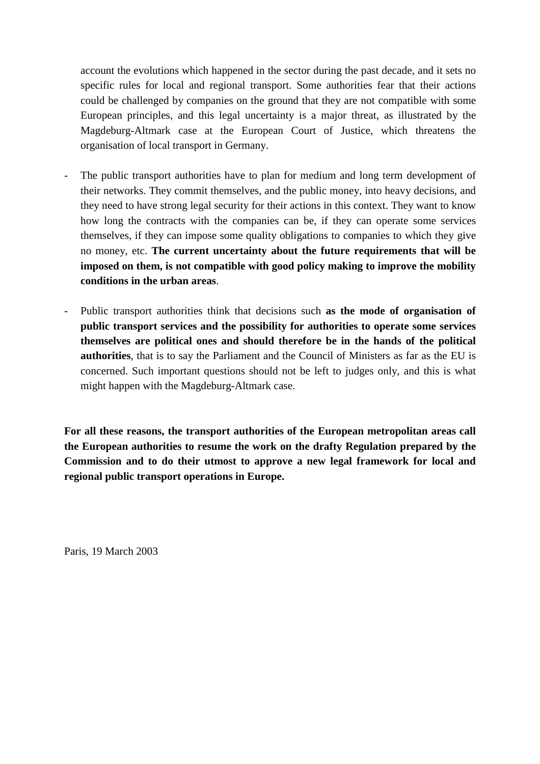account the evolutions which happened in the sector during the past decade, and it sets no specific rules for local and regional transport. Some authorities fear that their actions could be challenged by companies on the ground that they are not compatible with some European principles, and this legal uncertainty is a major threat, as illustrated by the Magdeburg-Altmark case at the European Court of Justice, which threatens the organisation of local transport in Germany.

- The public transport authorities have to plan for medium and long term development of their networks. They commit themselves, and the public money, into heavy decisions, and they need to have strong legal security for their actions in this context. They want to know how long the contracts with the companies can be, if they can operate some services themselves, if they can impose some quality obligations to companies to which they give no money, etc. **The current uncertainty about the future requirements that will be imposed on them, is not compatible with good policy making to improve the mobility conditions in the urban areas**.

- Public transport authorities think that decisions such **as the mode of organisation of public transport services and the possibility for authorities to operate some services themselves are political ones and should therefore be in the hands of the political authorities**, that is to say the Parliament and the Council of Ministers as far as the EU is concerned. Such important questions should not be left to judges only, and this is what might happen with the Magdeburg-Altmark case.

**For all these reasons, the transport authorities of the European metropolitan areas call the European authorities to resume the work on the drafty Regulation prepared by the Commission and to do their utmost to approve a new legal framework for local and regional public transport operations in Europe.**

Paris, 19 March 2003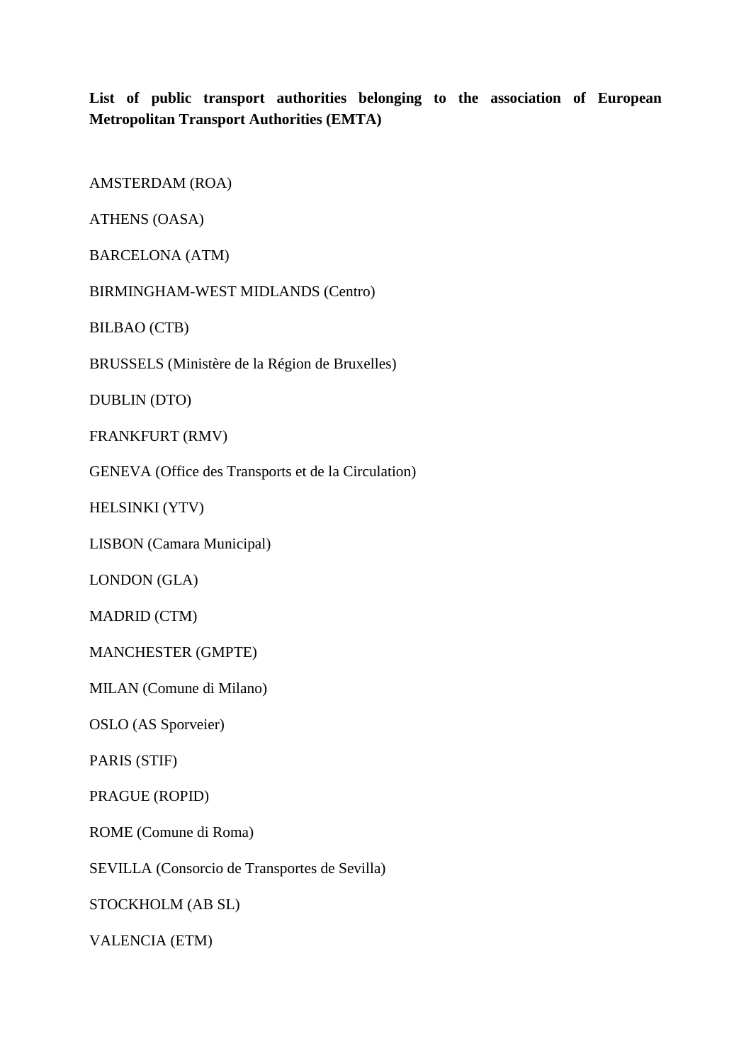**List of public transport authorities belonging to the association of European Metropolitan Transport Authorities (EMTA)**

AMSTERDAM (ROA)

ATHENS (OASA)

BARCELONA (ATM)

BIRMINGHAM-WEST MIDLANDS (Centro)

BILBAO (CTB)

BRUSSELS (Ministère de la Région de Bruxelles)

DUBLIN (DTO)

FRANKFURT (RMV)

GENEVA (Office des Transports et de la Circulation)

HELSINKI (YTV)

LISBON (Camara Municipal)

LONDON (GLA)

MADRID (CTM)

MANCHESTER (GMPTE)

MILAN (Comune di Milano)

OSLO (AS Sporveier)

PARIS (STIF)

PRAGUE (ROPID)

ROME (Comune di Roma)

SEVILLA (Consorcio de Transportes de Sevilla)

STOCKHOLM (AB SL)

VALENCIA (ETM)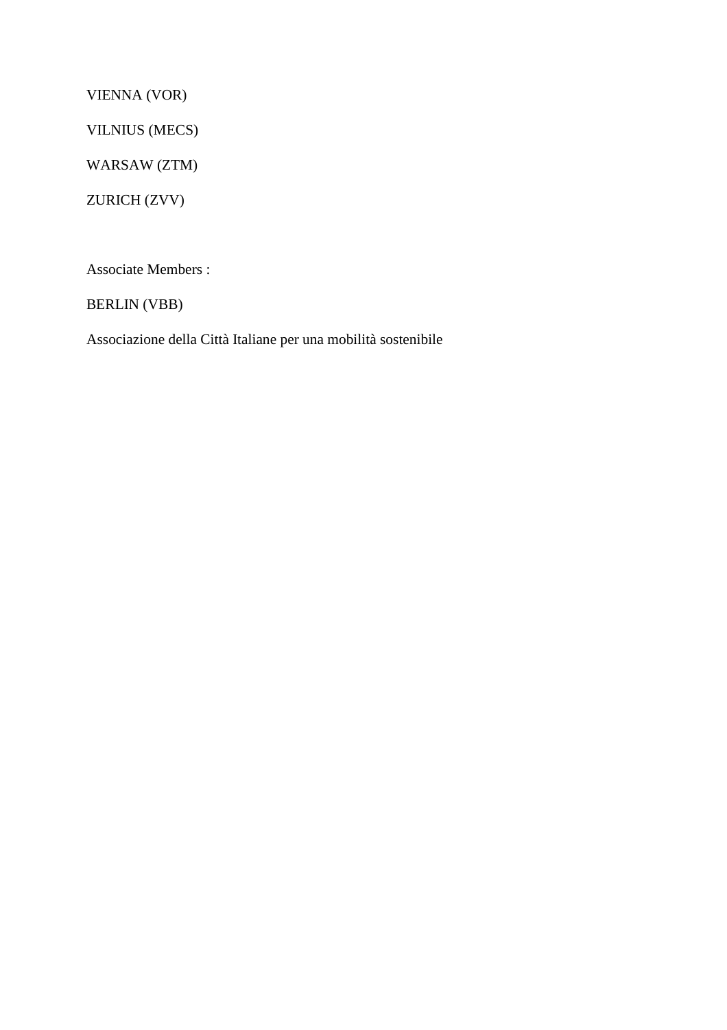VIENNA (VOR)

VILNIUS (MECS)

WARSAW (ZTM)

ZURICH (ZVV)

Associate Members :

BERLIN (VBB)

Associazione della Città Italiane per una mobilità sostenibile